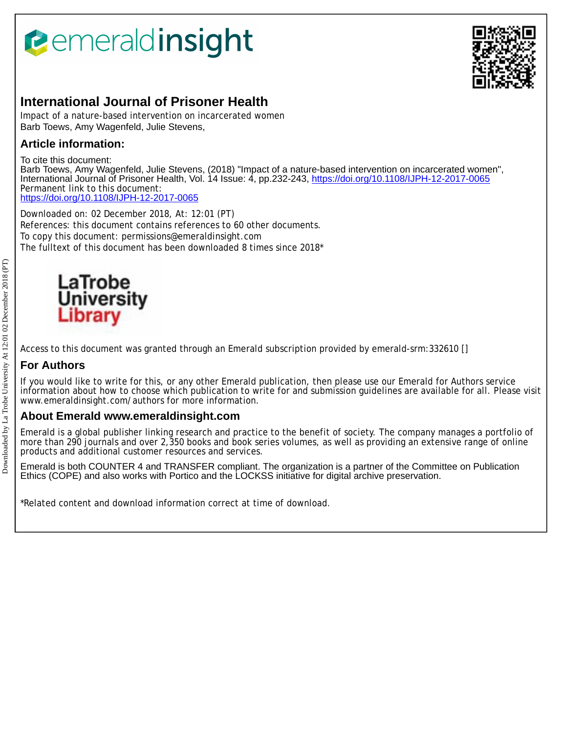# International Journal of Prisoner Health

Impact of a nature-based intervention on incarcerated women
Barb Toews, Amy Wagenfeld, Julie Stevens,

## Article information:

To cite this document:
Barb Toews, Amy Wagenfeld, Julie Stevens, (2018) "Impact of a nature-based intervention on incarcerated women", International Journal of Prisoner Health, Vol. 14 Issue: 4, pp.232-243, https://doi.org/10.1108/IJPH-12-2017-0065
Permanent link to this document:
https://doi.org/10.1108/IJPH-12-2017-0065

Downloaded on: 02 December 2018, At: 12:01 (PT)
References: this document contains references to 60 other documents.
To copy this document: permissions@emeraldinsight.com
The fulltext of this document has been downloaded 8 times since 2018*

Access to this document was granted through an Emerald subscription provided by emerald-srm:332610 []

## For Authors

If you would like to write for this, or any other Emerald publication, then please use our Emerald for Authors service information about how to choose which publication to write for and submission guidelines are available for all. Please visit www.emeraldinsight.com/authors for more information.

## About Emerald www.emeraldinsight.com

Emerald is a global publisher linking research and practice to the benefit of society. The company manages a portfolio of more than 290 journals and over 2,350 books and book series volumes, as well as providing an extensive range of online products and additional customer resources and services.

Emerald is both COUNTER 4 and TRANSFER compliant. The organization is a partner of the Committee on Publication Ethics (COPE) and also works with Portico and the LOCKSS initiative for digital archive preservation.

*Related content and download information correct at time of download.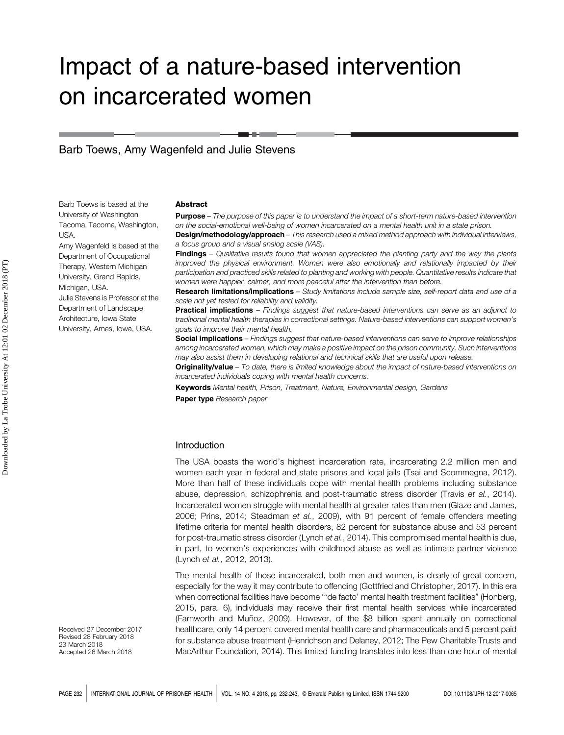# Impact of a nature-based intervention on incarcerated women

Barb Toews, Amy Wagenfeld and Julie Stevens

Barb Toews is based at the University of Washington Tacoma, Tacoma, Washington, USA.
Amy Wagenfeld is based at the Department of Occupational Therapy, Western Michigan University, Grand Rapids, Michigan, USA.
Julie Stevens is Professor at the Department of Landscape Architecture, Iowa State University, Ames, Iowa, USA.

## Abstract

**Purpose** – *The purpose of this paper is to understand the impact of a short-term nature-based intervention on the social-emotional well-being of women incarcerated on a mental health unit in a state prison.*

**Design/methodology/approach** – *This research used a mixed method approach with individual interviews, a focus group and a visual analog scale (VAS).*

**Findings** – *Qualitative results found that women appreciated the planting party and the way the plants improved the physical environment. Women were also emotionally and relationally impacted by their participation and practiced skills related to planting and working with people. Quantitative results indicate that women were happier, calmer, and more peaceful after the intervention than before.*

**Research limitations/implications** – *Study limitations include sample size, self-report data and use of a scale not yet tested for reliability and validity.*

**Practical implications** – *Findings suggest that nature-based interventions can serve as an adjunct to traditional mental health therapies in correctional settings. Nature-based interventions can support women's goals to improve their mental health.*

**Social implications** – *Findings suggest that nature-based interventions can serve to improve relationships among incarcerated women, which may make a positive impact on the prison community. Such interventions may also assist them in developing relational and technical skills that are useful upon release.*

**Originality/value** – *To date, there is limited knowledge about the impact of nature-based interventions on incarcerated individuals coping with mental health concerns.*

**Keywords** *Mental health, Prison, Treatment, Nature, Environmental design, Gardens*

**Paper type** *Research paper*

## Introduction

The USA boasts the world's highest incarceration rate, incarcerating 2.2 million men and women each year in federal and state prisons and local jails (Tsai and Scommegna, 2012). More than half of these individuals cope with mental health problems including substance abuse, depression, schizophrenia and post-traumatic stress disorder (Travis *et al.*, 2014). Incarcerated women struggle with mental health at greater rates than men (Glaze and James, 2006; Prins, 2014; Steadman *et al.*, 2009), with 91 percent of female offenders meeting lifetime criteria for mental health disorders, 82 percent for substance abuse and 53 percent for post-traumatic stress disorder (Lynch *et al.*, 2014). This compromised mental health is due, in part, to women's experiences with childhood abuse as well as intimate partner violence (Lynch *et al.*, 2012, 2013).

The mental health of those incarcerated, both men and women, is clearly of great concern, especially for the way it may contribute to offending (Gottfried and Christopher, 2017). In this era when correctional facilities have become "'de facto' mental health treatment facilities" (Honberg, 2015, para. 6), individuals may receive their first mental health services while incarcerated (Farnworth and Muñoz, 2009). However, of the $8 billion spent annually on correctional healthcare, only 14 percent covered mental health care and pharmaceuticals and 5 percent paid for substance abuse treatment (Henrichson and Delaney, 2012; The Pew Charitable Trusts and MacArthur Foundation, 2014). This limited funding translates into less than one hour of mental

Received 27 December 2017
Revised 28 February 2018
23 March 2018
Accepted 26 March 2018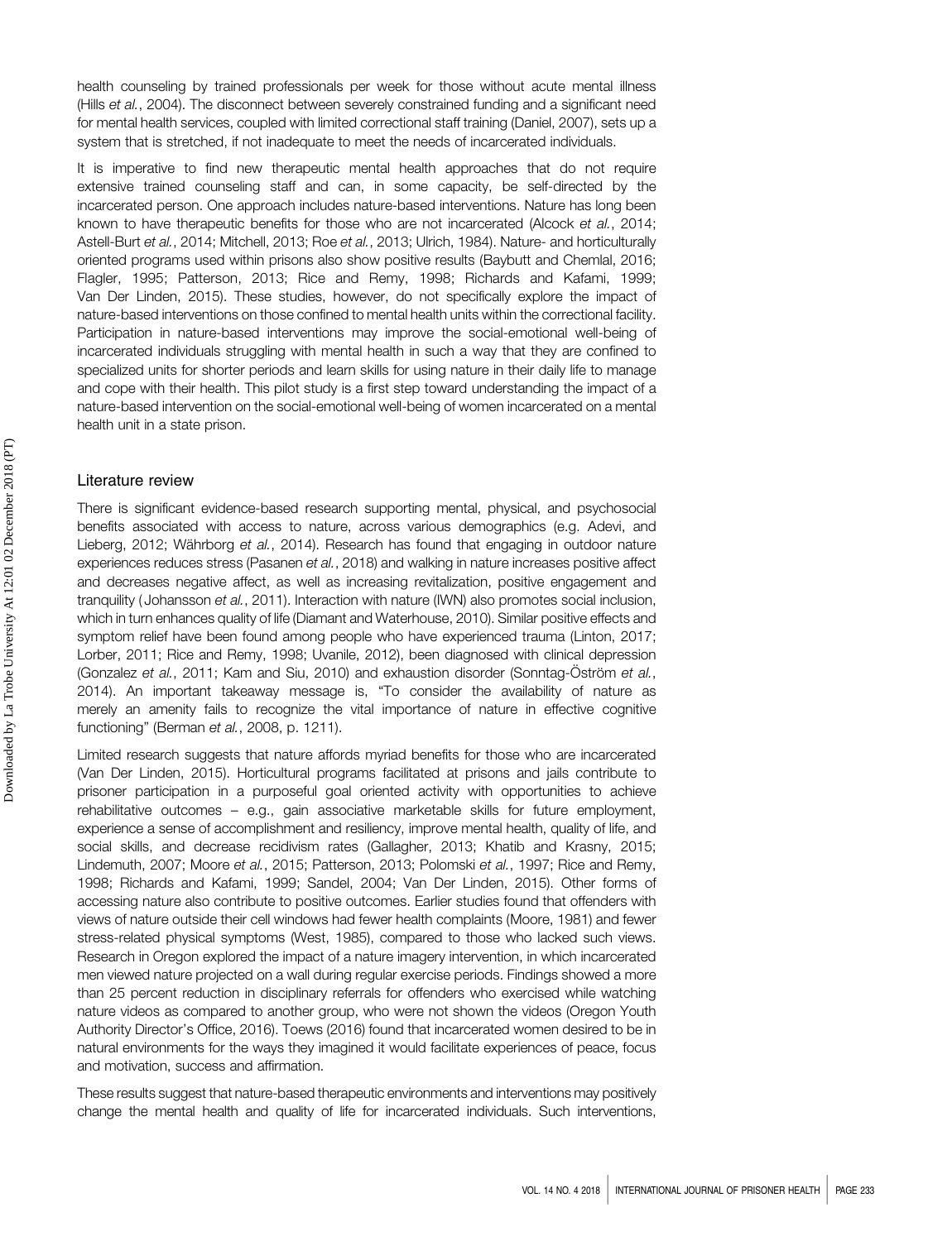health counseling by trained professionals per week for those without acute mental illness (Hills *et al.*, 2004). The disconnect between severely constrained funding and a significant need for mental health services, coupled with limited correctional staff training (Daniel, 2007), sets up a system that is stretched, if not inadequate to meet the needs of incarcerated individuals.

It is imperative to find new therapeutic mental health approaches that do not require extensive trained counseling staff and can, in some capacity, be self-directed by the incarcerated person. One approach includes nature-based interventions. Nature has long been known to have therapeutic benefits for those who are not incarcerated (Alcock *et al.*, 2014; Astell-Burt *et al.*, 2014; Mitchell, 2013; Roe *et al.*, 2013; Ulrich, 1984). Nature- and horticulturally oriented programs used within prisons also show positive results (Baybutt and Chemlal, 2016; Flagler, 1995; Patterson, 2013; Rice and Remy, 1998; Richards and Kafami, 1999; Van Der Linden, 2015). These studies, however, do not specifically explore the impact of nature-based interventions on those confined to mental health units within the correctional facility. Participation in nature-based interventions may improve the social-emotional well-being of incarcerated individuals struggling with mental health in such a way that they are confined to specialized units for shorter periods and learn skills for using nature in their daily life to manage and cope with their health. This pilot study is a first step toward understanding the impact of a nature-based intervention on the social-emotional well-being of women incarcerated on a mental health unit in a state prison.

## Literature review

There is significant evidence-based research supporting mental, physical, and psychosocial benefits associated with access to nature, across various demographics (e.g. Adevi, and Lieberg, 2012; Währborg *et al.*, 2014). Research has found that engaging in outdoor nature experiences reduces stress (Pasanen *et al.*, 2018) and walking in nature increases positive affect and decreases negative affect, as well as increasing revitalization, positive engagement and tranquility (Johansson *et al.*, 2011). Interaction with nature (IWN) also promotes social inclusion, which in turn enhances quality of life (Diamant and Waterhouse, 2010). Similar positive effects and symptom relief have been found among people who have experienced trauma (Linton, 2017; Lorber, 2011; Rice and Remy, 1998; Uvanile, 2012), been diagnosed with clinical depression (Gonzalez *et al.*, 2011; Kam and Siu, 2010) and exhaustion disorder (Sonntag-Öström *et al.*, 2014). An important takeaway message is, "To consider the availability of nature as merely an amenity fails to recognize the vital importance of nature in effective cognitive functioning" (Berman *et al.*, 2008, p. 1211).

Limited research suggests that nature affords myriad benefits for those who are incarcerated (Van Der Linden, 2015). Horticultural programs facilitated at prisons and jails contribute to prisoner participation in a purposeful goal oriented activity with opportunities to achieve rehabilitative outcomes – e.g., gain associative marketable skills for future employment, experience a sense of accomplishment and resiliency, improve mental health, quality of life, and social skills, and decrease recidivism rates (Gallagher, 2013; Khatib and Krasny, 2015; Lindemuth, 2007; Moore *et al.*, 2015; Patterson, 2013; Polomski *et al.*, 1997; Rice and Remy, 1998; Richards and Kafami, 1999; Sandel, 2004; Van Der Linden, 2015). Other forms of accessing nature also contribute to positive outcomes. Earlier studies found that offenders with views of nature outside their cell windows had fewer health complaints (Moore, 1981) and fewer stress-related physical symptoms (West, 1985), compared to those who lacked such views. Research in Oregon explored the impact of a nature imagery intervention, in which incarcerated men viewed nature projected on a wall during regular exercise periods. Findings showed a more than 25 percent reduction in disciplinary referrals for offenders who exercised while watching nature videos as compared to another group, who were not shown the videos (Oregon Youth Authority Director's Office, 2016). Toews (2016) found that incarcerated women desired to be in natural environments for the ways they imagined it would facilitate experiences of peace, focus and motivation, success and affirmation.

These results suggest that nature-based therapeutic environments and interventions may positively change the mental health and quality of life for incarcerated individuals. Such interventions,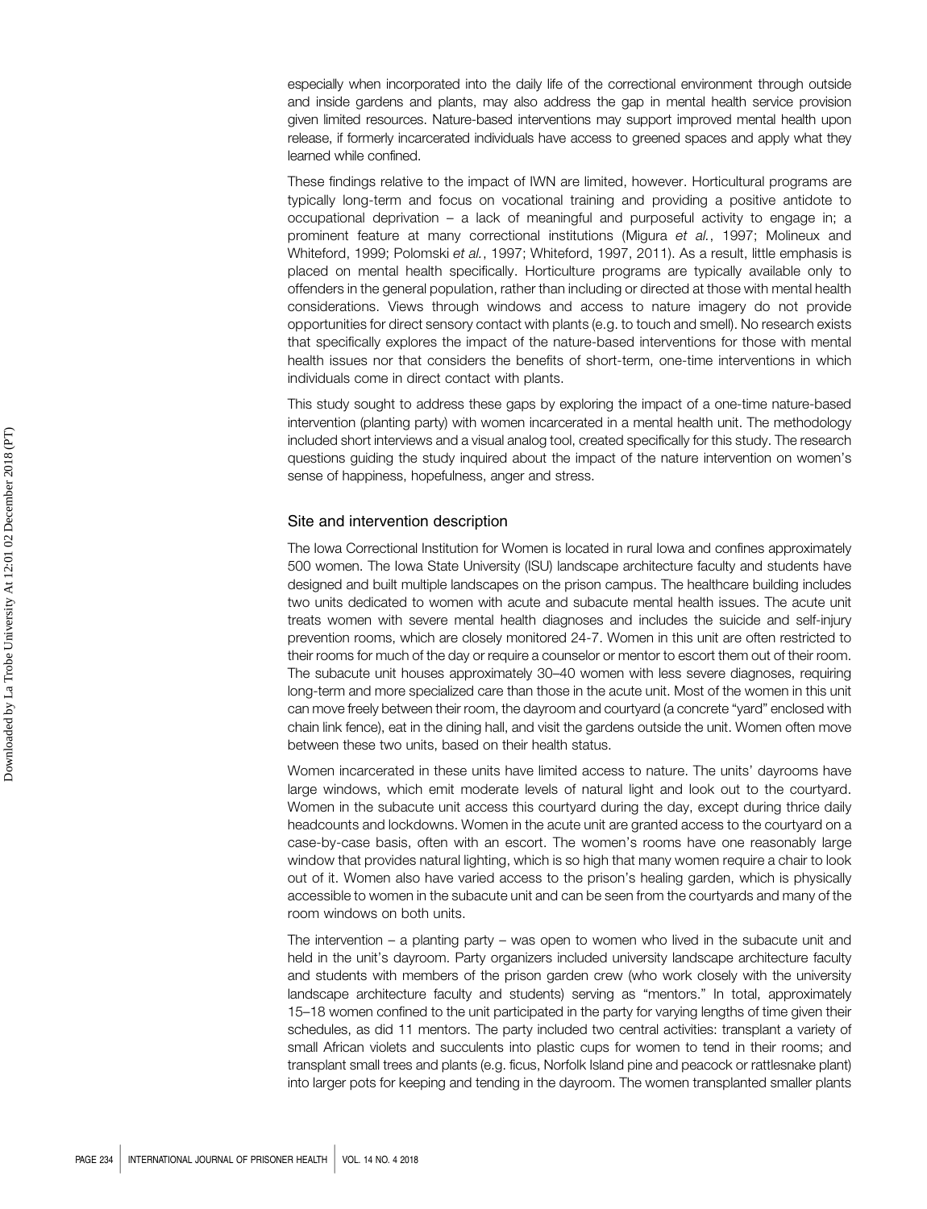especially when incorporated into the daily life of the correctional environment through outside and inside gardens and plants, may also address the gap in mental health service provision given limited resources. Nature-based interventions may support improved mental health upon release, if formerly incarcerated individuals have access to greened spaces and apply what they learned while confined.

These findings relative to the impact of IWN are limited, however. Horticultural programs are typically long-term and focus on vocational training and providing a positive antidote to occupational deprivation – a lack of meaningful and purposeful activity to engage in; a prominent feature at many correctional institutions (Migura *et al.*, 1997; Molineux and Whiteford, 1999; Polomski *et al.*, 1997; Whiteford, 1997, 2011). As a result, little emphasis is placed on mental health specifically. Horticulture programs are typically available only to offenders in the general population, rather than including or directed at those with mental health considerations. Views through windows and access to nature imagery do not provide opportunities for direct sensory contact with plants (e.g. to touch and smell). No research exists that specifically explores the impact of the nature-based interventions for those with mental health issues nor that considers the benefits of short-term, one-time interventions in which individuals come in direct contact with plants.

This study sought to address these gaps by exploring the impact of a one-time nature-based intervention (planting party) with women incarcerated in a mental health unit. The methodology included short interviews and a visual analog tool, created specifically for this study. The research questions guiding the study inquired about the impact of the nature intervention on women's sense of happiness, hopefulness, anger and stress.

## Site and intervention description

The Iowa Correctional Institution for Women is located in rural Iowa and confines approximately 500 women. The Iowa State University (ISU) landscape architecture faculty and students have designed and built multiple landscapes on the prison campus. The healthcare building includes two units dedicated to women with acute and subacute mental health issues. The acute unit treats women with severe mental health diagnoses and includes the suicide and self-injury prevention rooms, which are closely monitored 24-7. Women in this unit are often restricted to their rooms for much of the day or require a counselor or mentor to escort them out of their room. The subacute unit houses approximately 30–40 women with less severe diagnoses, requiring long-term and more specialized care than those in the acute unit. Most of the women in this unit can move freely between their room, the dayroom and courtyard (a concrete "yard" enclosed with chain link fence), eat in the dining hall, and visit the gardens outside the unit. Women often move between these two units, based on their health status.

Women incarcerated in these units have limited access to nature. The units' dayrooms have large windows, which emit moderate levels of natural light and look out to the courtyard. Women in the subacute unit access this courtyard during the day, except during thrice daily headcounts and lockdowns. Women in the acute unit are granted access to the courtyard on a case-by-case basis, often with an escort. The women's rooms have one reasonably large window that provides natural lighting, which is so high that many women require a chair to look out of it. Women also have varied access to the prison's healing garden, which is physically accessible to women in the subacute unit and can be seen from the courtyards and many of the room windows on both units.

The intervention – a planting party – was open to women who lived in the subacute unit and held in the unit's dayroom. Party organizers included university landscape architecture faculty and students with members of the prison garden crew (who work closely with the university landscape architecture faculty and students) serving as "mentors." In total, approximately 15–18 women confined to the unit participated in the party for varying lengths of time given their schedules, as did 11 mentors. The party included two central activities: transplant a variety of small African violets and succulents into plastic cups for women to tend in their rooms; and transplant small trees and plants (e.g. ficus, Norfolk Island pine and peacock or rattlesnake plant) into larger pots for keeping and tending in the dayroom. The women transplanted smaller plants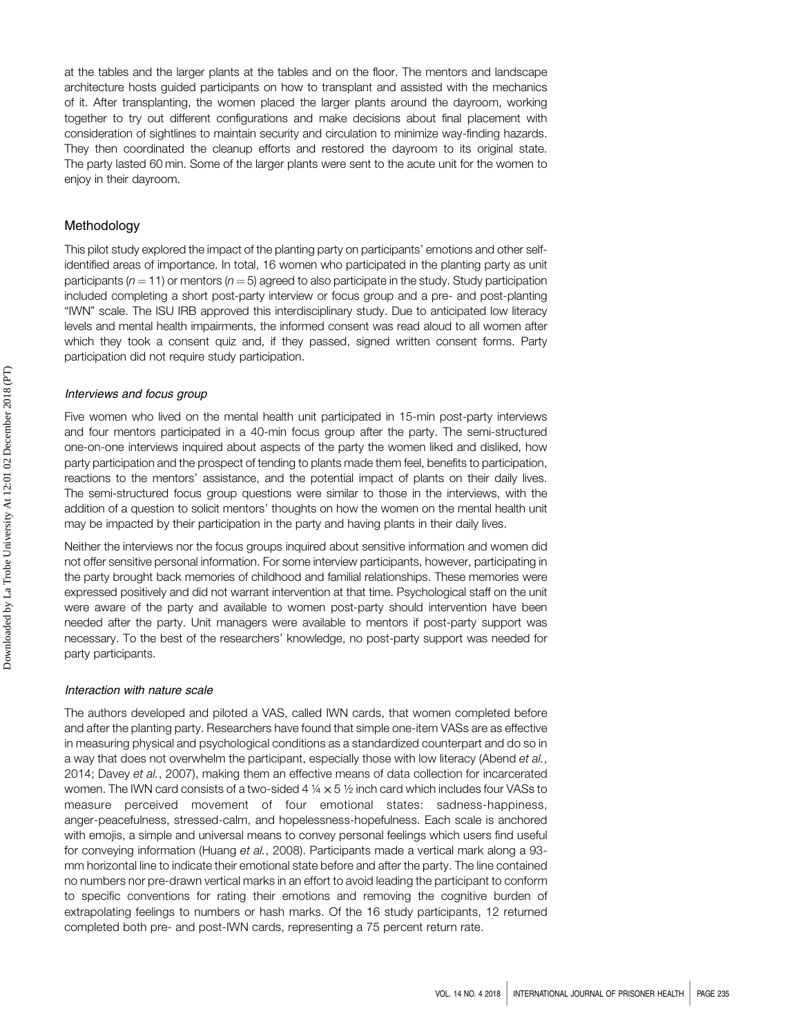at the tables and the larger plants at the tables and on the floor. The mentors and landscape architecture hosts guided participants on how to transplant and assisted with the mechanics of it. After transplanting, the women placed the larger plants around the dayroom, working together to try out different configurations and make decisions about final placement with consideration of sightlines to maintain security and circulation to minimize way-finding hazards. They then coordinated the cleanup efforts and restored the dayroom to its original state. The party lasted 60 min. Some of the larger plants were sent to the acute unit for the women to enjoy in their dayroom.

## Methodology

This pilot study explored the impact of the planting party on participants' emotions and other self-identified areas of importance. In total, 16 women who participated in the planting party as unit participants ($n = 11$) or mentors ($n = 5$) agreed to also participate in the study. Study participation included completing a short post-party interview or focus group and a pre- and post-planting "IWN" scale. The ISU IRB approved this interdisciplinary study. Due to anticipated low literacy levels and mental health impairments, the informed consent was read aloud to all women after which they took a consent quiz and, if they passed, signed written consent forms. Party participation did not require study participation.

### *Interviews and focus group*

Five women who lived on the mental health unit participated in 15-min post-party interviews and four mentors participated in a 40-min focus group after the party. The semi-structured one-on-one interviews inquired about aspects of the party the women liked and disliked, how party participation and the prospect of tending to plants made them feel, benefits to participation, reactions to the mentors' assistance, and the potential impact of plants on their daily lives. The semi-structured focus group questions were similar to those in the interviews, with the addition of a question to solicit mentors' thoughts on how the women on the mental health unit may be impacted by their participation in the party and having plants in their daily lives.

Neither the interviews nor the focus groups inquired about sensitive information and women did not offer sensitive personal information. For some interview participants, however, participating in the party brought back memories of childhood and familial relationships. These memories were expressed positively and did not warrant intervention at that time. Psychological staff on the unit were aware of the party and available to women post-party should intervention have been needed after the party. Unit managers were available to mentors if post-party support was necessary. To the best of the researchers' knowledge, no post-party support was needed for party participants.

### *Interaction with nature scale*

The authors developed and piloted a VAS, called IWN cards, that women completed before and after the planting party. Researchers have found that simple one-item VASs are as effective in measuring physical and psychological conditions as a standardized counterpart and do so in a way that does not overwhelm the participant, especially those with low literacy (Abend *et al.*, 2014; Davey *et al.*, 2007), making them an effective means of data collection for incarcerated women. The IWN card consists of a two-sided 4 ¼ × 5 ½ inch card which includes four VASs to measure perceived movement of four emotional states: sadness-happiness, anger-peacefulness, stressed-calm, and hopelessness-hopefulness. Each scale is anchored with emojis, a simple and universal means to convey personal feelings which users find useful for conveying information (Huang *et al.*, 2008). Participants made a vertical mark along a 93-mm horizontal line to indicate their emotional state before and after the party. The line contained no numbers nor pre-drawn vertical marks in an effort to avoid leading the participant to conform to specific conventions for rating their emotions and removing the cognitive burden of extrapolating feelings to numbers or hash marks. Of the 16 study participants, 12 returned completed both pre- and post-IWN cards, representing a 75 percent return rate.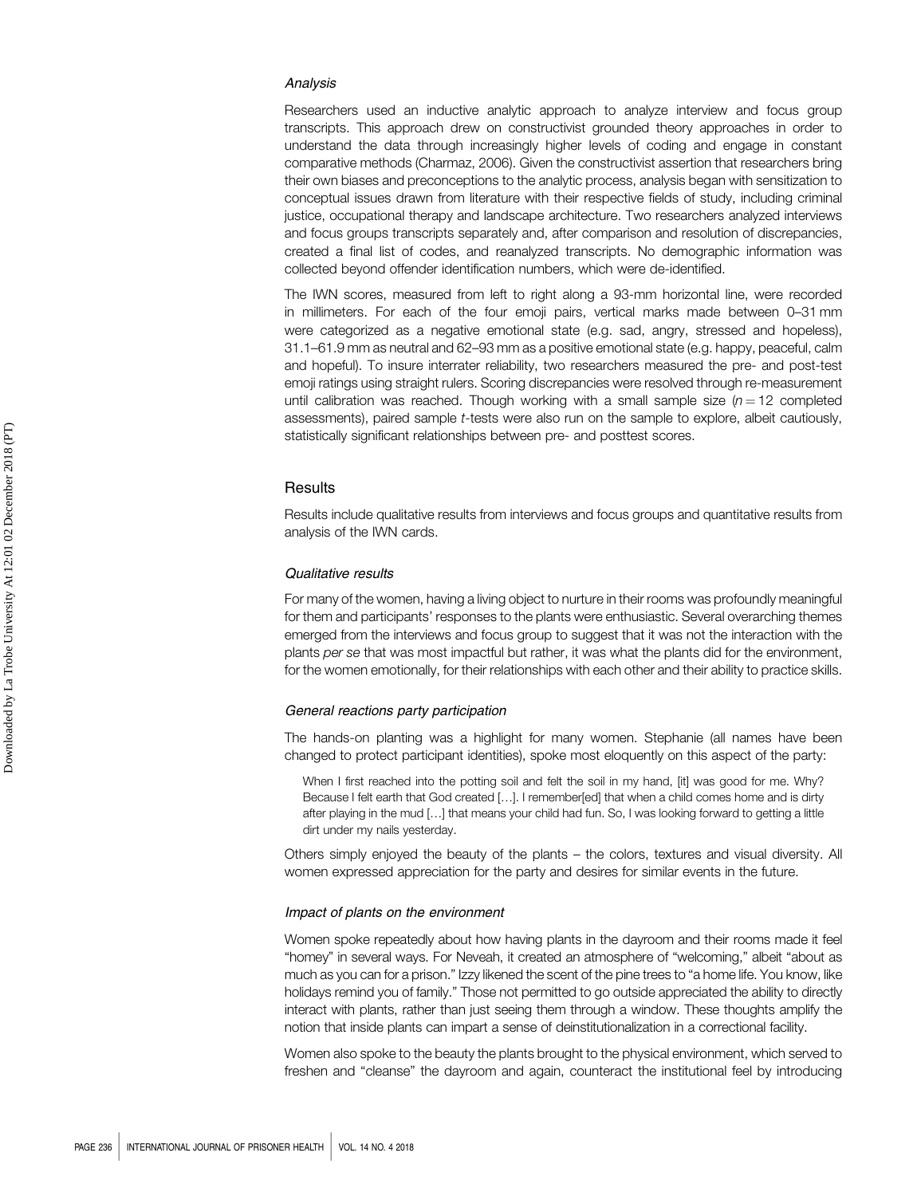### Analysis

Researchers used an inductive analytic approach to analyze interview and focus group transcripts. This approach drew on constructivist grounded theory approaches in order to understand the data through increasingly higher levels of coding and engage in constant comparative methods (Charmaz, 2006). Given the constructivist assertion that researchers bring their own biases and preconceptions to the analytic process, analysis began with sensitization to conceptual issues drawn from literature with their respective fields of study, including criminal justice, occupational therapy and landscape architecture. Two researchers analyzed interviews and focus groups transcripts separately and, after comparison and resolution of discrepancies, created a final list of codes, and reanalyzed transcripts. No demographic information was collected beyond offender identification numbers, which were de-identified.

The IWN scores, measured from left to right along a 93-mm horizontal line, were recorded in millimeters. For each of the four emoji pairs, vertical marks made between 0–31 mm were categorized as a negative emotional state (e.g. sad, angry, stressed and hopeless), 31.1–61.9 mm as neutral and 62–93 mm as a positive emotional state (e.g. happy, peaceful, calm and hopeful). To insure interrater reliability, two researchers measured the pre- and post-test emoji ratings using straight rulers. Scoring discrepancies were resolved through re-measurement until calibration was reached. Though working with a small sample size ($n = 12$ completed assessments), paired sample *t*-tests were also run on the sample to explore, albeit cautiously, statistically significant relationships between pre- and posttest scores.

## Results

Results include qualitative results from interviews and focus groups and quantitative results from analysis of the IWN cards.

### Qualitative results

For many of the women, having a living object to nurture in their rooms was profoundly meaningful for them and participants' responses to the plants were enthusiastic. Several overarching themes emerged from the interviews and focus group to suggest that it was not the interaction with the plants *per se* that was most impactful but rather, it was what the plants did for the environment, for the women emotionally, for their relationships with each other and their ability to practice skills.

### General reactions party participation

The hands-on planting was a highlight for many women. Stephanie (all names have been changed to protect participant identities), spoke most eloquently on this aspect of the party:

> When I first reached into the potting soil and felt the soil in my hand, [it] was good for me. Why? Because I felt earth that God created […]. I remember[ed] that when a child comes home and is dirty after playing in the mud […] that means your child had fun. So, I was looking forward to getting a little dirt under my nails yesterday.

Others simply enjoyed the beauty of the plants – the colors, textures and visual diversity. All women expressed appreciation for the party and desires for similar events in the future.

### Impact of plants on the environment

Women spoke repeatedly about how having plants in the dayroom and their rooms made it feel "homey" in several ways. For Neveah, it created an atmosphere of "welcoming," albeit "about as much as you can for a prison." Izzy likened the scent of the pine trees to "a home life. You know, like holidays remind you of family." Those not permitted to go outside appreciated the ability to directly interact with plants, rather than just seeing them through a window. These thoughts amplify the notion that inside plants can impart a sense of deinstitutionalization in a correctional facility.

Women also spoke to the beauty the plants brought to the physical environment, which served to freshen and "cleanse" the dayroom and again, counteract the institutional feel by introducing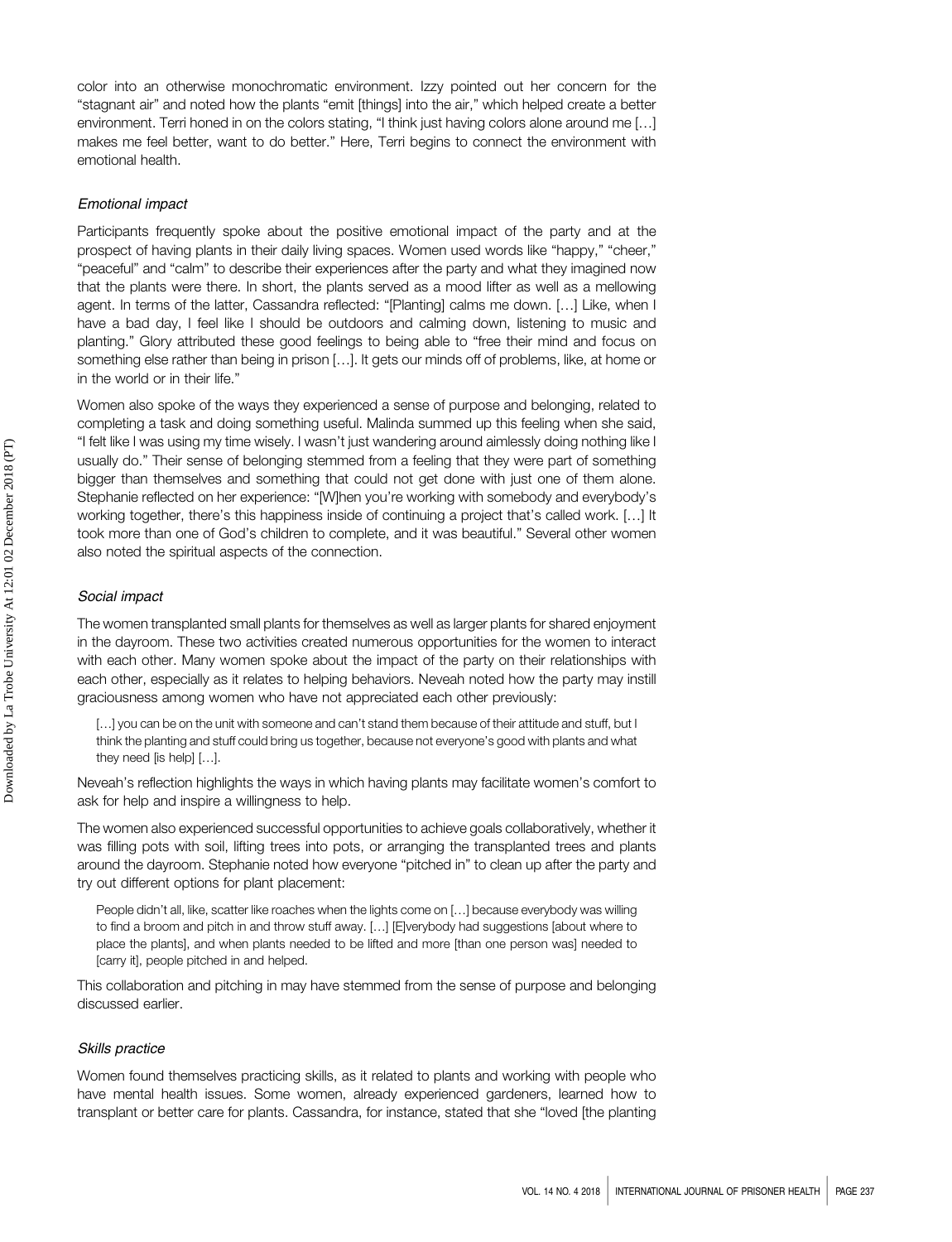color into an otherwise monochromatic environment. Izzy pointed out her concern for the "stagnant air" and noted how the plants "emit [things] into the air," which helped create a better environment. Terri honed in on the colors stating, "I think just having colors alone around me […] makes me feel better, want to do better." Here, Terri begins to connect the environment with emotional health.

### *Emotional impact*

Participants frequently spoke about the positive emotional impact of the party and at the prospect of having plants in their daily living spaces. Women used words like "happy," "cheer," "peaceful" and "calm" to describe their experiences after the party and what they imagined now that the plants were there. In short, the plants served as a mood lifter as well as a mellowing agent. In terms of the latter, Cassandra reflected: "[Planting] calms me down. […] Like, when I have a bad day, I feel like I should be outdoors and calming down, listening to music and planting." Glory attributed these good feelings to being able to "free their mind and focus on something else rather than being in prison […]. It gets our minds off of problems, like, at home or in the world or in their life."

Women also spoke of the ways they experienced a sense of purpose and belonging, related to completing a task and doing something useful. Malinda summed up this feeling when she said, "I felt like I was using my time wisely. I wasn't just wandering around aimlessly doing nothing like I usually do." Their sense of belonging stemmed from a feeling that they were part of something bigger than themselves and something that could not get done with just one of them alone. Stephanie reflected on her experience: "[W]hen you're working with somebody and everybody's working together, there's this happiness inside of continuing a project that's called work. […] It took more than one of God's children to complete, and it was beautiful." Several other women also noted the spiritual aspects of the connection.

### *Social impact*

The women transplanted small plants for themselves as well as larger plants for shared enjoyment in the dayroom. These two activities created numerous opportunities for the women to interact with each other. Many women spoke about the impact of the party on their relationships with each other, especially as it relates to helping behaviors. Neveah noted how the party may instill graciousness among women who have not appreciated each other previously:

> […] you can be on the unit with someone and can't stand them because of their attitude and stuff, but I think the planting and stuff could bring us together, because not everyone's good with plants and what they need [is help] […].

Neveah's reflection highlights the ways in which having plants may facilitate women's comfort to ask for help and inspire a willingness to help.

The women also experienced successful opportunities to achieve goals collaboratively, whether it was filling pots with soil, lifting trees into pots, or arranging the transplanted trees and plants around the dayroom. Stephanie noted how everyone "pitched in" to clean up after the party and try out different options for plant placement:

> People didn't all, like, scatter like roaches when the lights come on […] because everybody was willing to find a broom and pitch in and throw stuff away. […] [E]verybody had suggestions [about where to place the plants], and when plants needed to be lifted and more [than one person was] needed to [carry it], people pitched in and helped.

This collaboration and pitching in may have stemmed from the sense of purpose and belonging discussed earlier.

### *Skills practice*

Women found themselves practicing skills, as it related to plants and working with people who have mental health issues. Some women, already experienced gardeners, learned how to transplant or better care for plants. Cassandra, for instance, stated that she "loved [the planting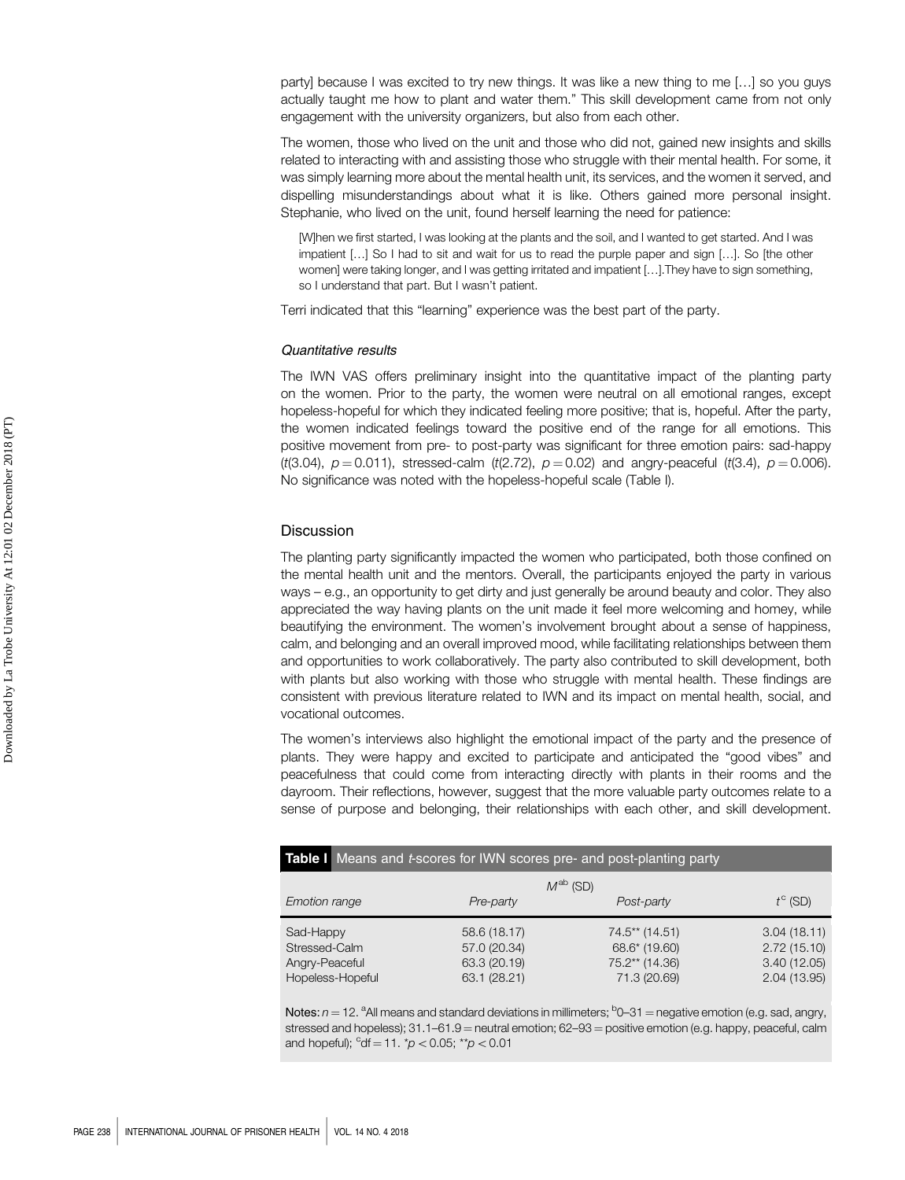party] because I was excited to try new things. It was like a new thing to me […] so you guys actually taught me how to plant and water them." This skill development came from not only engagement with the university organizers, but also from each other.

The women, those who lived on the unit and those who did not, gained new insights and skills related to interacting with and assisting those who struggle with their mental health. For some, it was simply learning more about the mental health unit, its services, and the women it served, and dispelling misunderstandings about what it is like. Others gained more personal insight. Stephanie, who lived on the unit, found herself learning the need for patience:

> [W]hen we first started, I was looking at the plants and the soil, and I wanted to get started. And I was impatient […] So I had to sit and wait for us to read the purple paper and sign […]. So [the other women] were taking longer, and I was getting irritated and impatient […].They have to sign something, so I understand that part. But I wasn't patient.

Terri indicated that this "learning" experience was the best part of the party.

### *Quantitative results*

The IWN VAS offers preliminary insight into the quantitative impact of the planting party on the women. Prior to the party, the women were neutral on all emotional ranges, except hopeless-hopeful for which they indicated feeling more positive; that is, hopeful. After the party, the women indicated feelings toward the positive end of the range for all emotions. This positive movement from pre- to post-party was significant for three emotion pairs: sad-happy ($t(3.04)$, $p = 0.011$), stressed-calm ($t(2.72)$, $p = 0.02$) and angry-peaceful ($t(3.4)$, $p = 0.006$). No significance was noted with the hopeless-hopeful scale (Table I).

## Discussion

The planting party significantly impacted the women who participated, both those confined on the mental health unit and the mentors. Overall, the participants enjoyed the party in various ways – e.g., an opportunity to get dirty and just generally be around beauty and color. They also appreciated the way having plants on the unit made it feel more welcoming and homey, while beautifying the environment. The women's involvement brought about a sense of happiness, calm, and belonging and an overall improved mood, while facilitating relationships between them and opportunities to work collaboratively. The party also contributed to skill development, both with plants but also working with those who struggle with mental health. These findings are consistent with previous literature related to IWN and its impact on mental health, social, and vocational outcomes.

The women's interviews also highlight the emotional impact of the party and the presence of plants. They were happy and excited to participate and anticipated the "good vibes" and peacefulness that could come from interacting directly with plants in their rooms and the dayroom. Their reflections, however, suggest that the more valuable party outcomes relate to a sense of purpose and belonging, their relationships with each other, and skill development.

**Table I** Means and *t*-scores for IWN scores pre- and post-planting party

| | $M^{ab}$ (SD) | | |
|---|---|---|---|
| *Emotion range* | *Pre-party* | *Post-party* | $t^{c}$ (SD) |
| Sad-Happy | 58.6 (18.17) | 74.5** (14.51) | 3.04 (18.11) |
| Stressed-Calm | 57.0 (20.34) | 68.6* (19.60) | 2.72 (15.10) |
| Angry-Peaceful | 63.3 (20.19) | 75.2** (14.36) | 3.40 (12.05) |
| Hopeless-Hopeful | 63.1 (28.21) | 71.3 (20.69) | 2.04 (13.95) |

**Notes:** $n = 12$. [a]All means and standard deviations in millimeters; [b]0–31 = negative emotion (e.g. sad, angry, stressed and hopeless); 31.1–61.9 = neutral emotion; 62–93 = positive emotion (e.g. happy, peaceful, calm and hopeful); [c]df = 11. *$p < 0.05$; **$p < 0.01$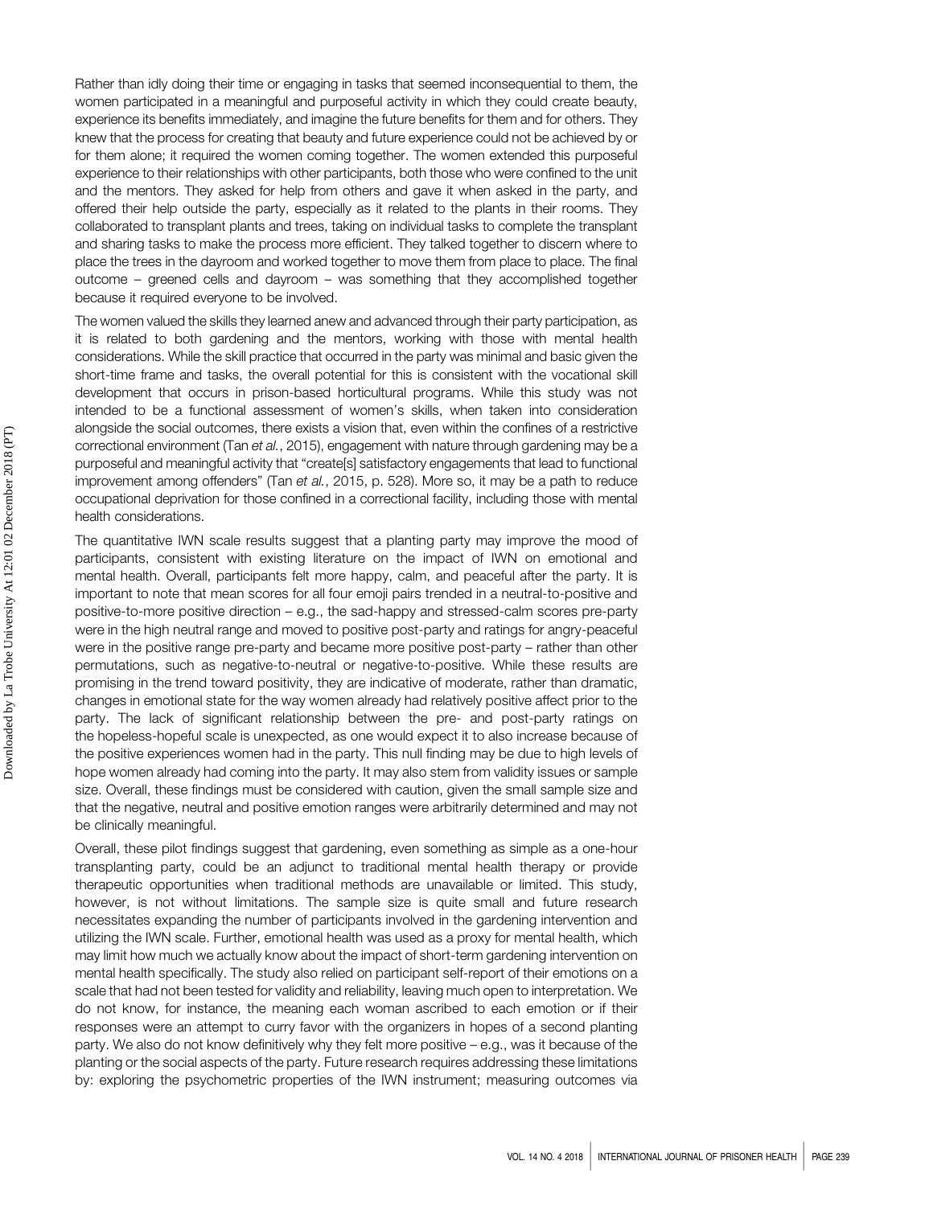Rather than idly doing their time or engaging in tasks that seemed inconsequential to them, the women participated in a meaningful and purposeful activity in which they could create beauty, experience its benefits immediately, and imagine the future benefits for them and for others. They knew that the process for creating that beauty and future experience could not be achieved by or for them alone; it required the women coming together. The women extended this purposeful experience to their relationships with other participants, both those who were confined to the unit and the mentors. They asked for help from others and gave it when asked in the party, and offered their help outside the party, especially as it related to the plants in their rooms. They collaborated to transplant plants and trees, taking on individual tasks to complete the transplant and sharing tasks to make the process more efficient. They talked together to discern where to place the trees in the dayroom and worked together to move them from place to place. The final outcome – greened cells and dayroom – was something that they accomplished together because it required everyone to be involved.

The women valued the skills they learned anew and advanced through their party participation, as it is related to both gardening and the mentors, working with those with mental health considerations. While the skill practice that occurred in the party was minimal and basic given the short-time frame and tasks, the overall potential for this is consistent with the vocational skill development that occurs in prison-based horticultural programs. While this study was not intended to be a functional assessment of women's skills, when taken into consideration alongside the social outcomes, there exists a vision that, even within the confines of a restrictive correctional environment (Tan *et al.*, 2015), engagement with nature through gardening may be a purposeful and meaningful activity that "create[s] satisfactory engagements that lead to functional improvement among offenders" (Tan *et al.*, 2015, p. 528). More so, it may be a path to reduce occupational deprivation for those confined in a correctional facility, including those with mental health considerations.

The quantitative IWN scale results suggest that a planting party may improve the mood of participants, consistent with existing literature on the impact of IWN on emotional and mental health. Overall, participants felt more happy, calm, and peaceful after the party. It is important to note that mean scores for all four emoji pairs trended in a neutral-to-positive and positive-to-more positive direction – e.g., the sad-happy and stressed-calm scores pre-party were in the high neutral range and moved to positive post-party and ratings for angry-peaceful were in the positive range pre-party and became more positive post-party – rather than other permutations, such as negative-to-neutral or negative-to-positive. While these results are promising in the trend toward positivity, they are indicative of moderate, rather than dramatic, changes in emotional state for the way women already had relatively positive affect prior to the party. The lack of significant relationship between the pre- and post-party ratings on the hopeless-hopeful scale is unexpected, as one would expect it to also increase because of the positive experiences women had in the party. This null finding may be due to high levels of hope women already had coming into the party. It may also stem from validity issues or sample size. Overall, these findings must be considered with caution, given the small sample size and that the negative, neutral and positive emotion ranges were arbitrarily determined and may not be clinically meaningful.

Overall, these pilot findings suggest that gardening, even something as simple as a one-hour transplanting party, could be an adjunct to traditional mental health therapy or provide therapeutic opportunities when traditional methods are unavailable or limited. This study, however, is not without limitations. The sample size is quite small and future research necessitates expanding the number of participants involved in the gardening intervention and utilizing the IWN scale. Further, emotional health was used as a proxy for mental health, which may limit how much we actually know about the impact of short-term gardening intervention on mental health specifically. The study also relied on participant self-report of their emotions on a scale that had not been tested for validity and reliability, leaving much open to interpretation. We do not know, for instance, the meaning each woman ascribed to each emotion or if their responses were an attempt to curry favor with the organizers in hopes of a second planting party. We also do not know definitively why they felt more positive – e.g., was it because of the planting or the social aspects of the party. Future research requires addressing these limitations by: exploring the psychometric properties of the IWN instrument; measuring outcomes via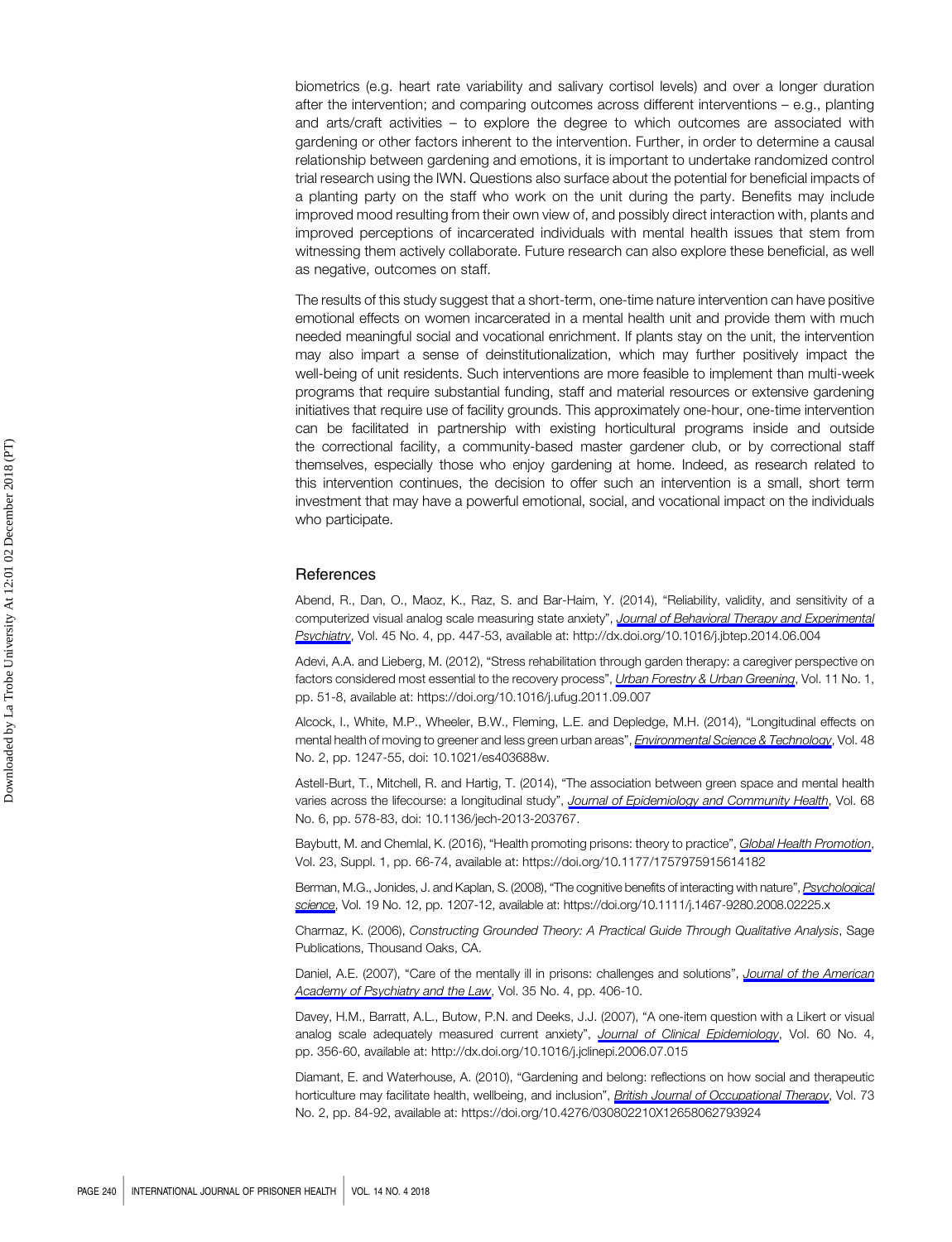biometrics (e.g. heart rate variability and salivary cortisol levels) and over a longer duration after the intervention; and comparing outcomes across different interventions – e.g., planting and arts/craft activities – to explore the degree to which outcomes are associated with gardening or other factors inherent to the intervention. Further, in order to determine a causal relationship between gardening and emotions, it is important to undertake randomized control trial research using the IWN. Questions also surface about the potential for beneficial impacts of a planting party on the staff who work on the unit during the party. Benefits may include improved mood resulting from their own view of, and possibly direct interaction with, plants and improved perceptions of incarcerated individuals with mental health issues that stem from witnessing them actively collaborate. Future research can also explore these beneficial, as well as negative, outcomes on staff.

The results of this study suggest that a short-term, one-time nature intervention can have positive emotional effects on women incarcerated in a mental health unit and provide them with much needed meaningful social and vocational enrichment. If plants stay on the unit, the intervention may also impart a sense of deinstitutionalization, which may further positively impact the well-being of unit residents. Such interventions are more feasible to implement than multi-week programs that require substantial funding, staff and material resources or extensive gardening initiatives that require use of facility grounds. This approximately one-hour, one-time intervention can be facilitated in partnership with existing horticultural programs inside and outside the correctional facility, a community-based master gardener club, or by correctional staff themselves, especially those who enjoy gardening at home. Indeed, as research related to this intervention continues, the decision to offer such an intervention is a small, short term investment that may have a powerful emotional, social, and vocational impact on the individuals who participate.

## References

Abend, R., Dan, O., Maoz, K., Raz, S. and Bar-Haim, Y. (2014), "Reliability, validity, and sensitivity of a computerized visual analog scale measuring state anxiety", *Journal of Behavioral Therapy and Experimental Psychiatry*, Vol. 45 No. 4, pp. 447-53, available at: http://dx.doi.org/10.1016/j.jbtep.2014.06.004

Adevi, A.A. and Lieberg, M. (2012), "Stress rehabilitation through garden therapy: a caregiver perspective on factors considered most essential to the recovery process", *Urban Forestry & Urban Greening*, Vol. 11 No. 1, pp. 51-8, available at: https://doi.org/10.1016/j.ufug.2011.09.007

Alcock, I., White, M.P., Wheeler, B.W., Fleming, L.E. and Depledge, M.H. (2014), "Longitudinal effects on mental health of moving to greener and less green urban areas", *Environmental Science & Technology*, Vol. 48 No. 2, pp. 1247-55, doi: 10.1021/es403688w.

Astell-Burt, T., Mitchell, R. and Hartig, T. (2014), "The association between green space and mental health varies across the lifecourse: a longitudinal study", *Journal of Epidemiology and Community Health*, Vol. 68 No. 6, pp. 578-83, doi: 10.1136/jech-2013-203767.

Baybutt, M. and Chemlal, K. (2016), "Health promoting prisons: theory to practice", *Global Health Promotion*, Vol. 23, Suppl. 1, pp. 66-74, available at: https://doi.org/10.1177/1757975915614182

Berman, M.G., Jonides, J. and Kaplan, S. (2008), "The cognitive benefits of interacting with nature", *Psychological science*, Vol. 19 No. 12, pp. 1207-12, available at: https://doi.org/10.1111/j.1467-9280.2008.02225.x

Charmaz, K. (2006), *Constructing Grounded Theory: A Practical Guide Through Qualitative Analysis*, Sage Publications, Thousand Oaks, CA.

Daniel, A.E. (2007), "Care of the mentally ill in prisons: challenges and solutions", *Journal of the American Academy of Psychiatry and the Law*, Vol. 35 No. 4, pp. 406-10.

Davey, H.M., Barratt, A.L., Butow, P.N. and Deeks, J.J. (2007), "A one-item question with a Likert or visual analog scale adequately measured current anxiety", *Journal of Clinical Epidemiology*, Vol. 60 No. 4, pp. 356-60, available at: http://dx.doi.org/10.1016/j.jclinepi.2006.07.015

Diamant, E. and Waterhouse, A. (2010), "Gardening and belong: reflections on how social and therapeutic horticulture may facilitate health, wellbeing, and inclusion", *British Journal of Occupational Therapy*, Vol. 73 No. 2, pp. 84-92, available at: https://doi.org/10.4276/030802210X12658062793924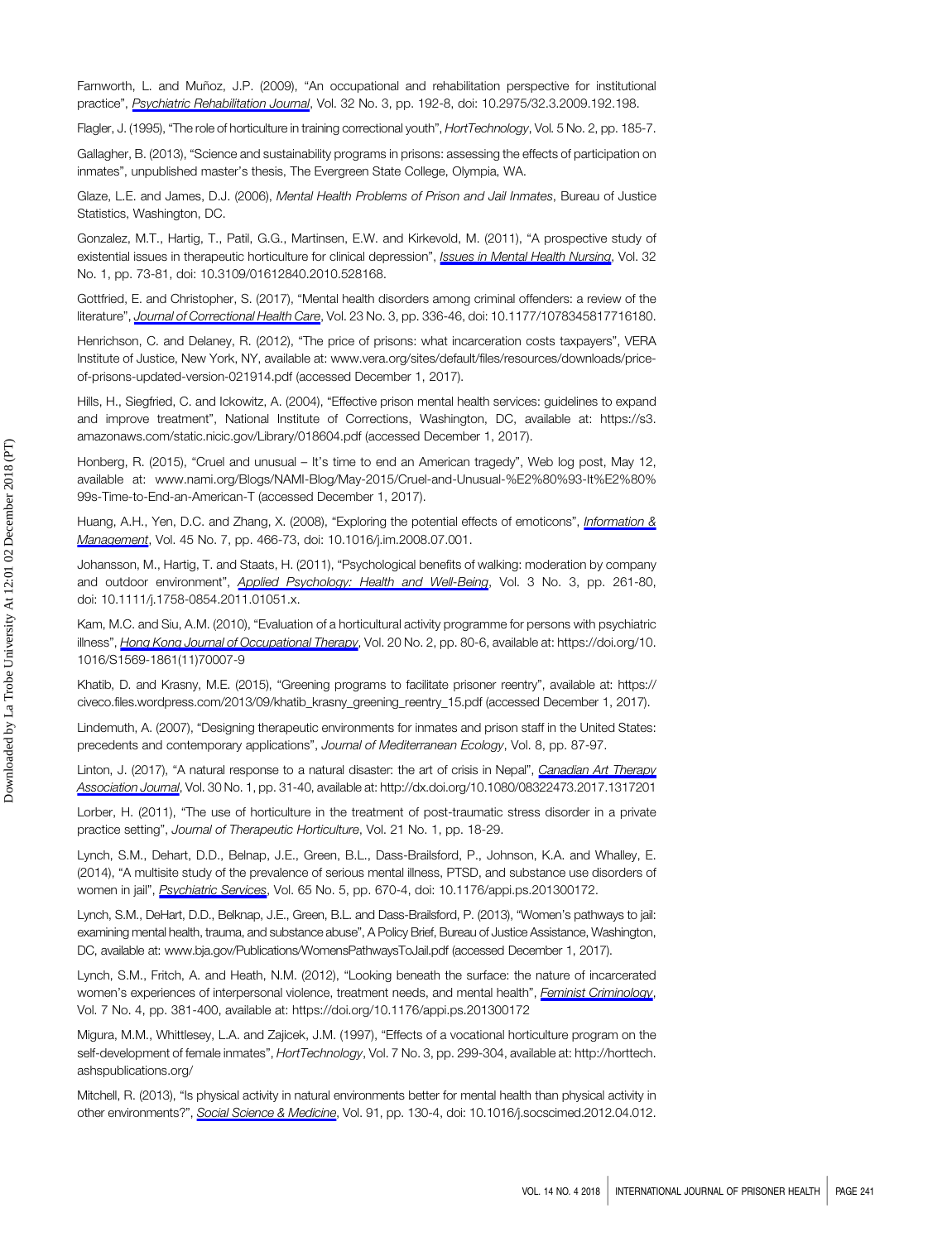Farnworth, L. and Muñoz, J.P. (2009), "An occupational and rehabilitation perspective for institutional practice", *Psychiatric Rehabilitation Journal*, Vol. 32 No. 3, pp. 192-8, doi: 10.2975/32.3.2009.192.198.

Flagler, J. (1995), "The role of horticulture in training correctional youth", *HortTechnology*, Vol. 5 No. 2, pp. 185-7.

Gallagher, B. (2013), "Science and sustainability programs in prisons: assessing the effects of participation on inmates", unpublished master's thesis, The Evergreen State College, Olympia, WA.

Glaze, L.E. and James, D.J. (2006), *Mental Health Problems of Prison and Jail Inmates*, Bureau of Justice Statistics, Washington, DC.

Gonzalez, M.T., Hartig, T., Patil, G.G., Martinsen, E.W. and Kirkevold, M. (2011), "A prospective study of existential issues in therapeutic horticulture for clinical depression", *Issues in Mental Health Nursing*, Vol. 32 No. 1, pp. 73-81, doi: 10.3109/01612840.2010.528168.

Gottfried, E. and Christopher, S. (2017), "Mental health disorders among criminal offenders: a review of the literature", *Journal of Correctional Health Care*, Vol. 23 No. 3, pp. 336-46, doi: 10.1177/1078345817716180.

Henrichson, C. and Delaney, R. (2012), "The price of prisons: what incarceration costs taxpayers", VERA Institute of Justice, New York, NY, available at: www.vera.org/sites/default/files/resources/downloads/price-of-prisons-updated-version-021914.pdf (accessed December 1, 2017).

Hills, H., Siegfried, C. and Ickowitz, A. (2004), "Effective prison mental health services: guidelines to expand and improve treatment", National Institute of Corrections, Washington, DC, available at: https://s3.amazonaws.com/static.nicic.gov/Library/018604.pdf (accessed December 1, 2017).

Honberg, R. (2015), "Cruel and unusual – It's time to end an American tragedy", Web log post, May 12, available at: www.nami.org/Blogs/NAMI-Blog/May-2015/Cruel-and-Unusual-%E2%80%93-It%E2%80%99s-Time-to-End-an-American-T (accessed December 1, 2017).

Huang, A.H., Yen, D.C. and Zhang, X. (2008), "Exploring the potential effects of emoticons", *Information & Management*, Vol. 45 No. 7, pp. 466-73, doi: 10.1016/j.im.2008.07.001.

Johansson, M., Hartig, T. and Staats, H. (2011), "Psychological benefits of walking: moderation by company and outdoor environment", *Applied Psychology: Health and Well-Being*, Vol. 3 No. 3, pp. 261-80, doi: 10.1111/j.1758-0854.2011.01051.x.

Kam, M.C. and Siu, A.M. (2010), "Evaluation of a horticultural activity programme for persons with psychiatric illness", *Hong Kong Journal of Occupational Therapy*, Vol. 20 No. 2, pp. 80-6, available at: https://doi.org/10.1016/S1569-1861(11)70007-9

Khatib, D. and Krasny, M.E. (2015), "Greening programs to facilitate prisoner reentry", available at: https://civeco.files.wordpress.com/2013/09/khatib_krasny_greening_reentry_15.pdf (accessed December 1, 2017).

Lindemuth, A. (2007), "Designing therapeutic environments for inmates and prison staff in the United States: precedents and contemporary applications", *Journal of Mediterranean Ecology*, Vol. 8, pp. 87-97.

Linton, J. (2017), "A natural response to a natural disaster: the art of crisis in Nepal", *Canadian Art Therapy Association Journal*, Vol. 30 No. 1, pp. 31-40, available at: http://dx.doi.org/10.1080/08322473.2017.1317201

Lorber, H. (2011), "The use of horticulture in the treatment of post-traumatic stress disorder in a private practice setting", *Journal of Therapeutic Horticulture*, Vol. 21 No. 1, pp. 18-29.

Lynch, S.M., Dehart, D.D., Belnap, J.E., Green, B.L., Dass-Brailsford, P., Johnson, K.A. and Whalley, E. (2014), "A multisite study of the prevalence of serious mental illness, PTSD, and substance use disorders of women in jail", *Psychiatric Services*, Vol. 65 No. 5, pp. 670-4, doi: 10.1176/appi.ps.201300172.

Lynch, S.M., DeHart, D.D., Belknap, J.E., Green, B.L. and Dass-Brailsford, P. (2013), "Women's pathways to jail: examining mental health, trauma, and substance abuse", A Policy Brief, Bureau of Justice Assistance, Washington, DC, available at: www.bja.gov/Publications/WomensPathwaysToJail.pdf (accessed December 1, 2017).

Lynch, S.M., Fritch, A. and Heath, N.M. (2012), "Looking beneath the surface: the nature of incarcerated women's experiences of interpersonal violence, treatment needs, and mental health", *Feminist Criminology*, Vol. 7 No. 4, pp. 381-400, available at: https://doi.org/10.1176/appi.ps.201300172

Migura, M.M., Whittlesey, L.A. and Zajicek, J.M. (1997), "Effects of a vocational horticulture program on the self-development of female inmates", *HortTechnology*, Vol. 7 No. 3, pp. 299-304, available at: http://horttech.ashspublications.org/

Mitchell, R. (2013), "Is physical activity in natural environments better for mental health than physical activity in other environments?", *Social Science & Medicine*, Vol. 91, pp. 130-4, doi: 10.1016/j.socscimed.2012.04.012.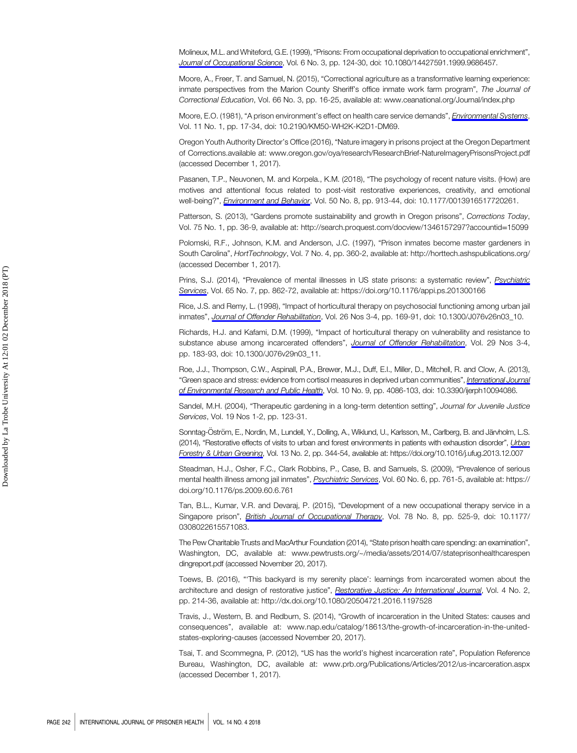Molineux, M.L. and Whiteford, G.E. (1999), "Prisons: From occupational deprivation to occupational enrichment", *Journal of Occupational Science*, Vol. 6 No. 3, pp. 124-30, doi: 10.1080/14427591.1999.9686457.

Moore, A., Freer, T. and Samuel, N. (2015), "Correctional agriculture as a transformative learning experience: inmate perspectives from the Marion County Sheriff's office inmate work farm program", *The Journal of Correctional Education*, Vol. 66 No. 3, pp. 16-25, available at: www.ceanational.org/Journal/index.php

Moore, E.O. (1981), "A prison environment's effect on health care service demands", *Environmental Systems*, Vol. 11 No. 1, pp. 17-34, doi: 10.2190/KM50-WH2K-K2D1-DM69.

Oregon Youth Authority Director's Office (2016), "Nature imagery in prisons project at the Oregon Department of Corrections.available at: www.oregon.gov/oya/research/ResearchBrief-NatureImageryPrisonsProject.pdf (accessed December 1, 2017).

Pasanen, T.P., Neuvonen, M. and Korpela., K.M. (2018), "The psychology of recent nature visits. (How) are motives and attentional focus related to post-visit restorative experiences, creativity, and emotional well-being?", *Environment and Behavior*, Vol. 50 No. 8, pp. 913-44, doi: 10.1177/0013916517720261.

Patterson, S. (2013), "Gardens promote sustainability and growth in Oregon prisons", *Corrections Today*, Vol. 75 No. 1, pp. 36-9, available at: http://search.proquest.com/docview/1346157297?accountid=15099

Polomski, R.F., Johnson, K.M. and Anderson, J.C. (1997), "Prison inmates become master gardeners in South Carolina", *HortTechnology*, Vol. 7 No. 4, pp. 360-2, available at: http://horttech.ashspublications.org/ (accessed December 1, 2017).

Prins, S.J. (2014), "Prevalence of mental illnesses in US state prisons: a systematic review", *Psychiatric Services*, Vol. 65 No. 7, pp. 862-72, available at: https://doi.org/10.1176/appi.ps.201300166

Rice, J.S. and Remy, L. (1998), "Impact of horticultural therapy on psychosocial functioning among urban jail inmates", *Journal of Offender Rehabilitation*, Vol. 26 Nos 3-4, pp. 169-91, doi: 10.1300/J076v26n03_10.

Richards, H.J. and Kafami, D.M. (1999), "Impact of horticultural therapy on vulnerability and resistance to substance abuse among incarcerated offenders", *Journal of Offender Rehabilitation*, Vol. 29 Nos 3-4, pp. 183-93, doi: 10.1300/J076v29n03_11.

Roe, J.J., Thompson, C.W., Aspinall, P.A., Brewer, M.J., Duff, E.I., Miller, D., Mitchell, R. and Clow, A. (2013), "Green space and stress: evidence from cortisol measures in deprived urban communities", *International Journal of Environmental Research and Public Health*, Vol. 10 No. 9, pp. 4086-103, doi: 10.3390/ijerph10094086.

Sandel, M.H. (2004), "Therapeutic gardening in a long-term detention setting", *Journal for Juvenile Justice Services*, Vol. 19 Nos 1-2, pp. 123-31.

Sonntag-Öström, E., Nordin, M., Lundell, Y., Dolling, A., Wiklund, U., Karlsson, M., Carlberg, B. and Järvholm, L.S. (2014), "Restorative effects of visits to urban and forest environments in patients with exhaustion disorder", *Urban Forestry & Urban Greening*, Vol. 13 No. 2, pp. 344-54, available at: https://doi.org/10.1016/j.ufug.2013.12.007

Steadman, H.J., Osher, F.C., Clark Robbins, P., Case, B. and Samuels, S. (2009), "Prevalence of serious mental health illness among jail inmates", *Psychiatric Services*, Vol. 60 No. 6, pp. 761-5, available at: https://doi.org/10.1176/ps.2009.60.6.761

Tan, B.L., Kumar, V.R. and Devaraj, P. (2015), "Development of a new occupational therapy service in a Singapore prison", *British Journal of Occupational Therapy*, Vol. 78 No. 8, pp. 525-9, doi: 10.1177/0308022615571083.

The Pew Charitable Trusts and MacArthur Foundation (2014), "State prison health care spending: an examination", Washington, DC, available at: www.pewtrusts.org/~/media/assets/2014/07/stateprisonhealthcarespendingreport.pdf (accessed November 20, 2017).

Toews, B. (2016), "'This backyard is my serenity place': learnings from incarcerated women about the architecture and design of restorative justice", *Restorative Justice: An International Journal*, Vol. 4 No. 2, pp. 214-36, available at: http://dx.doi.org/10.1080/20504721.2016.1197528

Travis, J., Western, B. and Redburn, S. (2014), "Growth of incarceration in the United States: causes and consequences", available at: www.nap.edu/catalog/18613/the-growth-of-incarceration-in-the-united-states-exploring-causes (accessed November 20, 2017).

Tsai, T. and Scommegna, P. (2012), "US has the world's highest incarceration rate", Population Reference Bureau, Washington, DC, available at: www.prb.org/Publications/Articles/2012/us-incarceration.aspx (accessed December 1, 2017).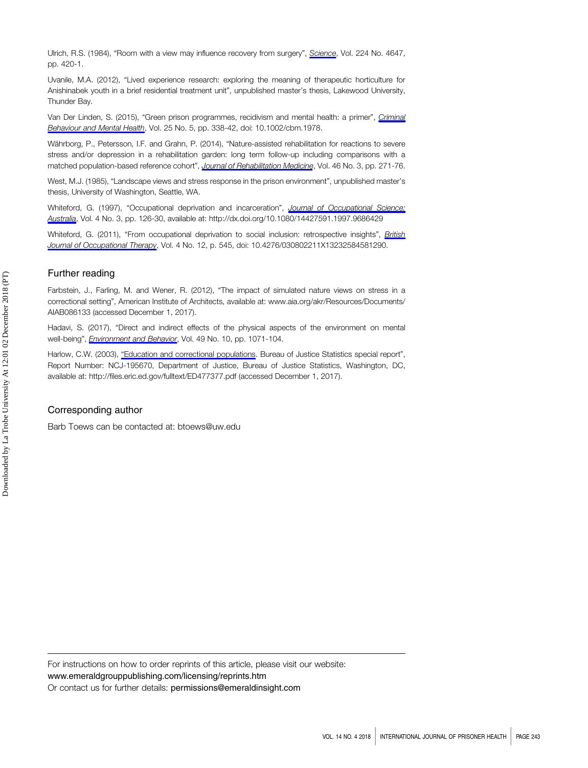Ulrich, R.S. (1984), "Room with a view may influence recovery from surgery", *Science*, Vol. 224 No. 4647, pp. 420-1.

Uvanile, M.A. (2012), "Lived experience research: exploring the meaning of therapeutic horticulture for Anishinabek youth in a brief residential treatment unit", unpublished master's thesis, Lakewood University, Thunder Bay.

Van Der Linden, S. (2015), "Green prison programmes, recidivism and mental health: a primer", *Criminal Behaviour and Mental Health*, Vol. 25 No. 5, pp. 338-42, doi: 10.1002/cbm.1978.

Währborg, P., Petersson, I.F. and Grahn, P. (2014), "Nature-assisted rehabilitation for reactions to severe stress and/or depression in a rehabilitation garden: long term follow-up including comparisons with a matched population-based reference cohort", *Journal of Rehabilitation Medicine*, Vol. 46 No. 3, pp. 271-76.

West, M.J. (1985), "Landscape views and stress response in the prison environment", unpublished master's thesis, University of Washington, Seattle, WA.

Whiteford, G. (1997), "Occupational deprivation and incarceration", *Journal of Occupational Science: Australia*, Vol. 4 No. 3, pp. 126-30, available at: http://dx.doi.org/10.1080/14427591.1997.9686429

Whiteford, G. (2011), "From occupational deprivation to social inclusion: retrospective insights", *British Journal of Occupational Therapy*, Vol. 4 No. 12, p. 545, doi: 10.4276/030802211X13232584581290.

## Further reading

Farbstein, J., Farling, M. and Wener, R. (2012), "The impact of simulated nature views on stress in a correctional setting", American Institute of Architects, available at: www.aia.org/akr/Resources/Documents/AIAB086133 (accessed December 1, 2017).

Hadavi, S. (2017), "Direct and indirect effects of the physical aspects of the environment on mental well-being", *Environment and Behavior*, Vol. 49 No. 10, pp. 1071-104.

Harlow, C.W. (2003), "Education and correctional populations. Bureau of Justice Statistics special report", Report Number: NCJ-195670, Department of Justice, Bureau of Justice Statistics, Washington, DC, available at: http://files.eric.ed.gov/fulltext/ED477377.pdf (accessed December 1, 2017).

## Corresponding author

Barb Toews can be contacted at: btoews@uw.edu

For instructions on how to order reprints of this article, please visit our website:
www.emeraldgrouppublishing.com/licensing/reprints.htm
Or contact us for further details: permissions@emeraldinsight.com